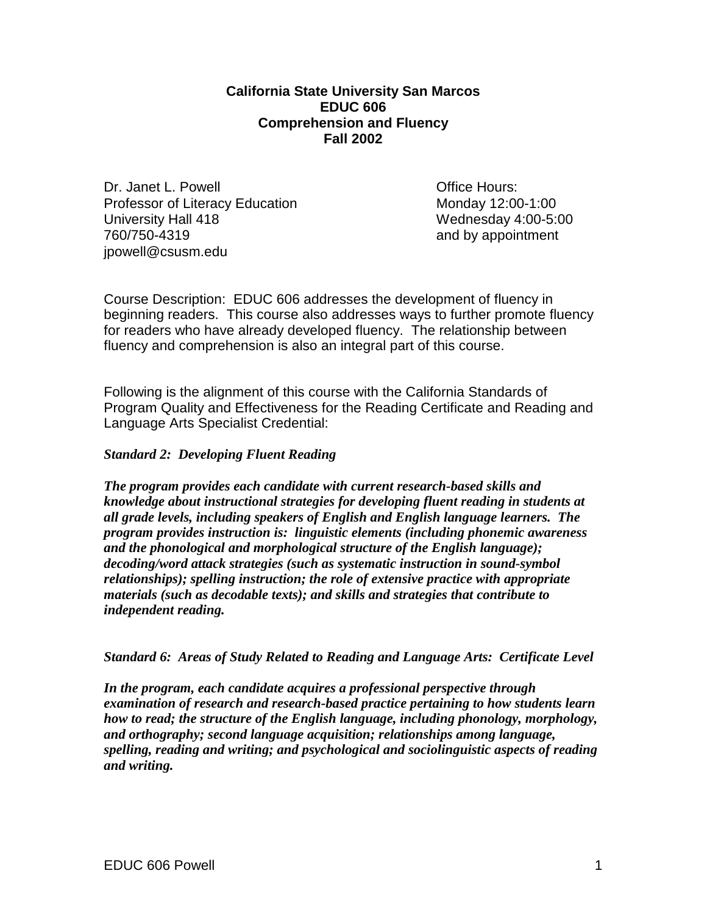**California State University San Marcos**
**EDUC 606**
**Comprehension and Fluency**
**Fall 2002**

Dr. Janet L. Powell
Professor of Literacy Education
University Hall 418
760/750-4319
jpowell@csusm.edu

Office Hours:
Monday 12:00-1:00
Wednesday 4:00-5:00
and by appointment

Course Description: EDUC 606 addresses the development of fluency in beginning readers. This course also addresses ways to further promote fluency for readers who have already developed fluency. The relationship between fluency and comprehension is also an integral part of this course.

Following is the alignment of this course with the California Standards of Program Quality and Effectiveness for the Reading Certificate and Reading and Language Arts Specialist Credential:

***Standard 2: Developing Fluent Reading***

***The program provides each candidate with current research-based skills and knowledge about instructional strategies for developing fluent reading in students at all grade levels, including speakers of English and English language learners. The program provides instruction is: linguistic elements (including phonemic awareness and the phonological and morphological structure of the English language); decoding/word attack strategies (such as systematic instruction in sound-symbol relationships); spelling instruction; the role of extensive practice with appropriate materials (such as decodable texts); and skills and strategies that contribute to independent reading.***

***Standard 6: Areas of Study Related to Reading and Language Arts: Certificate Level***

***In the program, each candidate acquires a professional perspective through examination of research and research-based practice pertaining to how students learn how to read; the structure of the English language, including phonology, morphology, and orthography; second language acquisition; relationships among language, spelling, reading and writing; and psychological and sociolinguistic aspects of reading and writing.***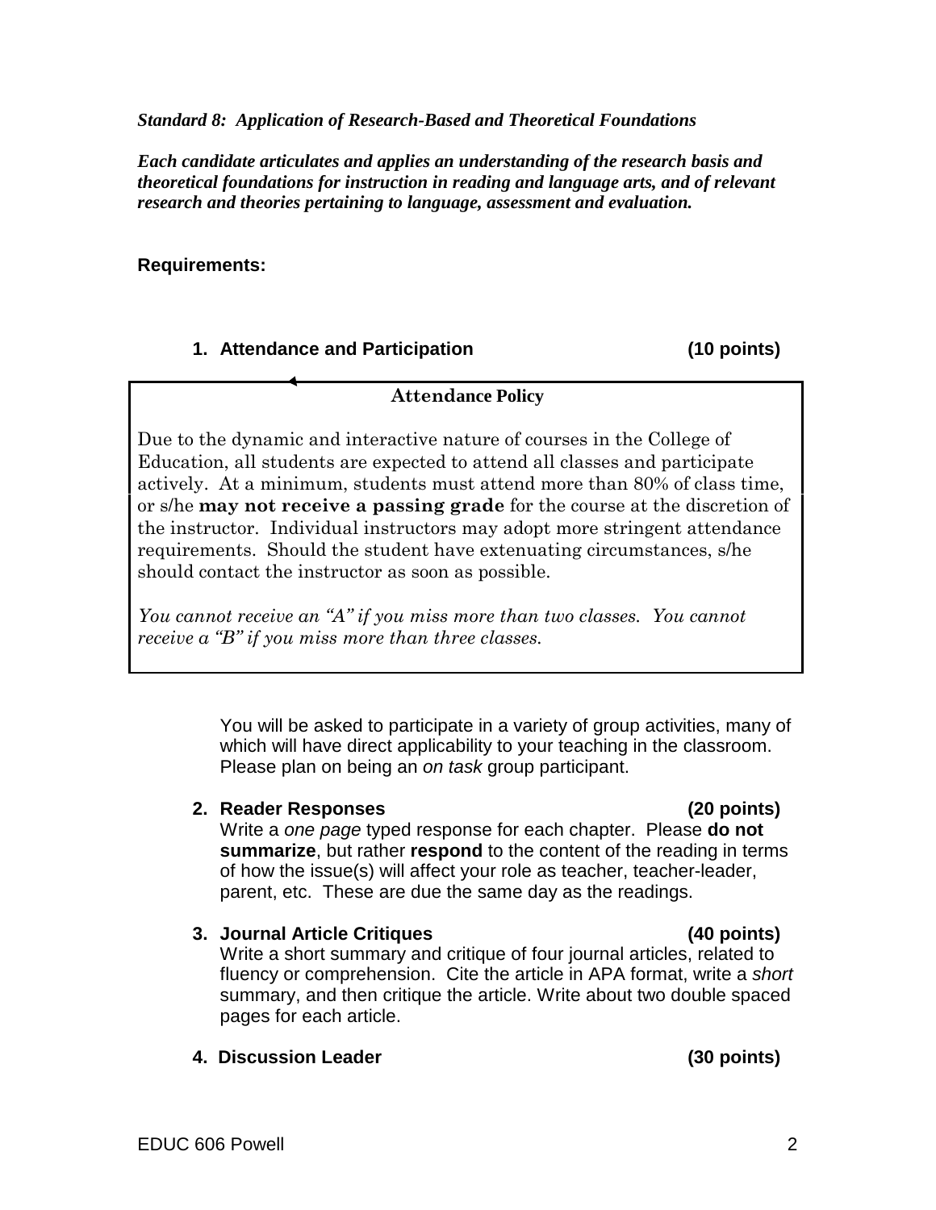***Standard 8: Application of Research-Based and Theoretical Foundations***

***Each candidate articulates and applies an understanding of the research basis and theoretical foundations for instruction in reading and language arts, and of relevant research and theories pertaining to language, assessment and evaluation.***

**Requirements:**

1. **Attendance and Participation (10 points)**

> **Attendance Policy**
>
> Due to the dynamic and interactive nature of courses in the College of Education, all students are expected to attend all classes and participate actively. At a minimum, students must attend more than 80% of class time, or s/he **may not receive a passing grade** for the course at the discretion of the instructor. Individual instructors may adopt more stringent attendance requirements. Should the student have extenuating circumstances, s/he should contact the instructor as soon as possible.
>
> *You cannot receive an "A" if you miss more than two classes. You cannot receive a "B" if you miss more than three classes.*

   You will be asked to participate in a variety of group activities, many of which will have direct applicability to your teaching in the classroom. Please plan on being an *on task* group participant.

2. **Reader Responses (20 points)**
   Write a *one page* typed response for each chapter. Please **do not summarize**, but rather **respond** to the content of the reading in terms of how the issue(s) will affect your role as teacher, teacher-leader, parent, etc. These are due the same day as the readings.

3. **Journal Article Critiques (40 points)**
   Write a short summary and critique of four journal articles, related to fluency or comprehension. Cite the article in APA format, write a *short* summary, and then critique the article. Write about two double spaced pages for each article.

4. **Discussion Leader (30 points)**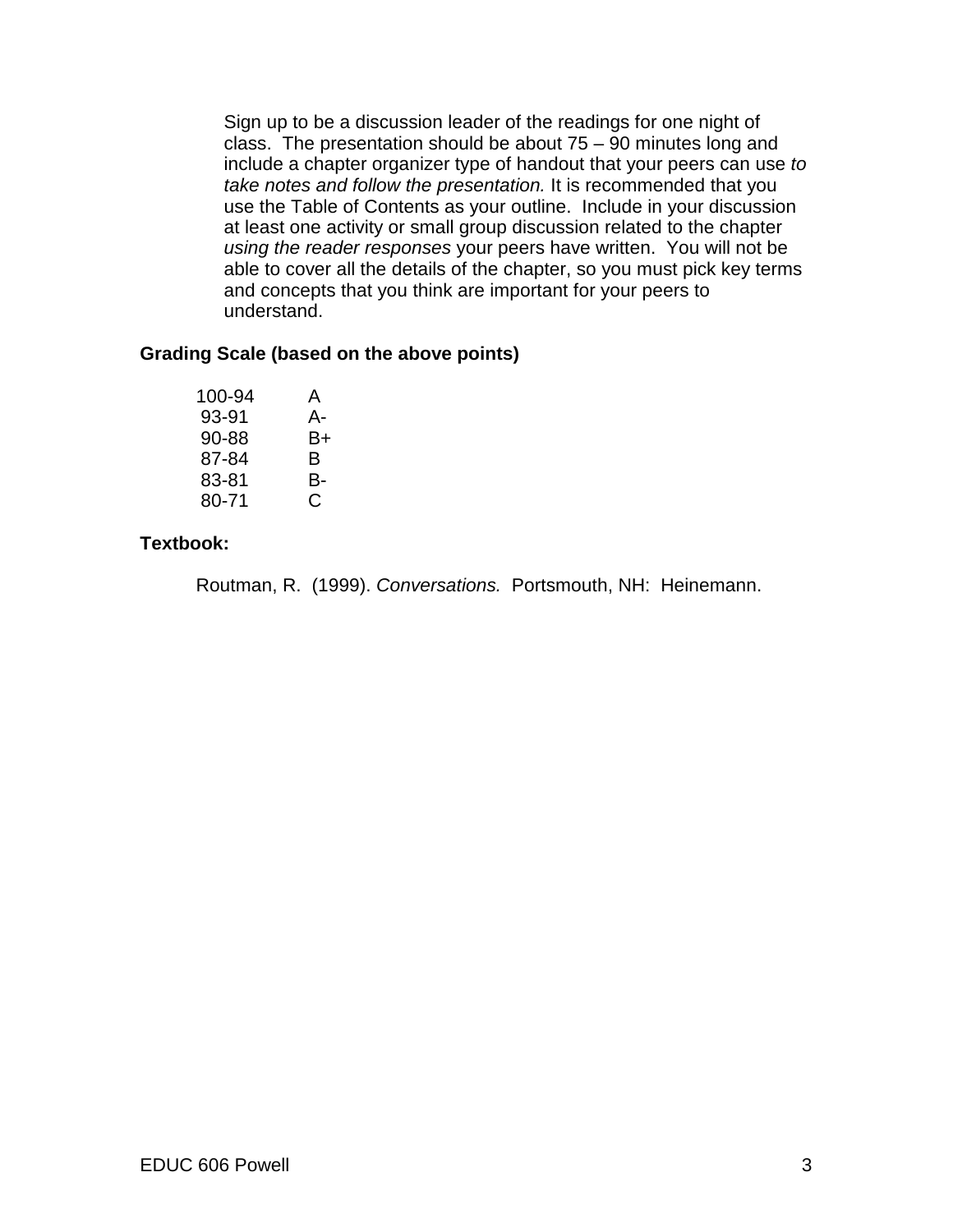Sign up to be a discussion leader of the readings for one night of class. The presentation should be about 75 – 90 minutes long and include a chapter organizer type of handout that your peers can use *to take notes and follow the presentation.* It is recommended that you use the Table of Contents as your outline. Include in your discussion at least one activity or small group discussion related to the chapter *using the reader responses* your peers have written. You will not be able to cover all the details of the chapter, so you must pick key terms and concepts that you think are important for your peers to understand.

**Grading Scale (based on the above points)**

| | |
|---|---|
| 100-94 | A |
| 93-91 | A- |
| 90-88 | B+ |
| 87-84 | B |
| 83-81 | B- |
| 80-71 | C |

**Textbook:**

Routman, R. (1999). *Conversations.* Portsmouth, NH: Heinemann.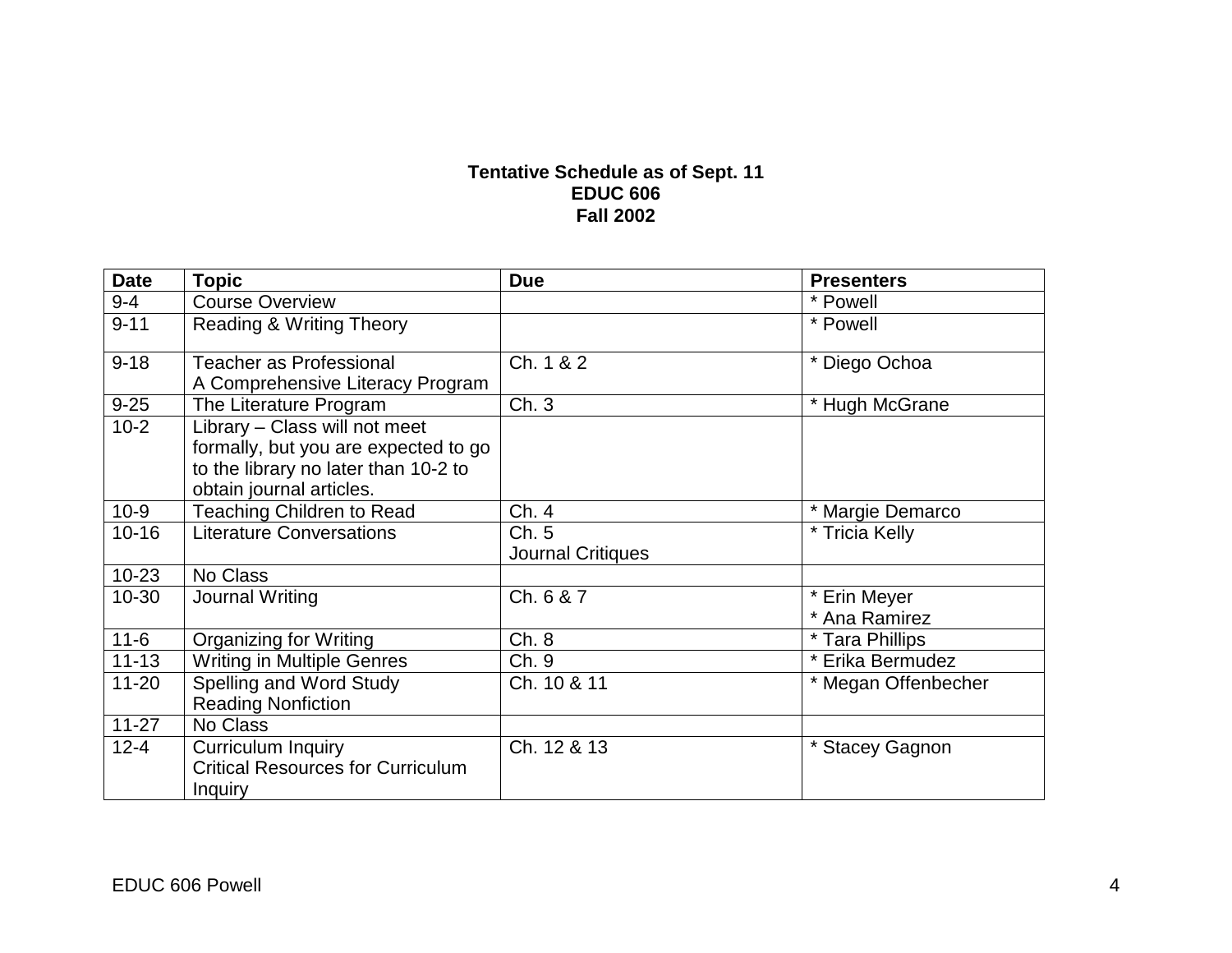**Tentative Schedule as of Sept. 11**
**EDUC 606**
**Fall 2002**

| Date | Topic | Due | Presenters |
|---|---|---|---|
| 9-4 | Course Overview | | * Powell |
| 9-11 | Reading & Writing Theory | | * Powell |
| 9-18 | Teacher as Professional<br>A Comprehensive Literacy Program | Ch. 1 & 2 | * Diego Ochoa |
| 9-25 | The Literature Program | Ch. 3 | * Hugh McGrane |
| 10-2 | Library – Class will not meet formally, but you are expected to go to the library no later than 10-2 to obtain journal articles. | | |
| 10-9 | Teaching Children to Read | Ch. 4 | * Margie Demarco |
| 10-16 | Literature Conversations | Ch. 5<br>Journal Critiques | * Tricia Kelly |
| 10-23 | No Class | | |
| 10-30 | Journal Writing | Ch. 6 & 7 | * Erin Meyer<br>* Ana Ramirez |
| 11-6 | Organizing for Writing | Ch. 8 | * Tara Phillips |
| 11-13 | Writing in Multiple Genres | Ch. 9 | * Erika Bermudez |
| 11-20 | Spelling and Word Study<br>Reading Nonfiction | Ch. 10 & 11 | * Megan Offenbecher |
| 11-27 | No Class | | |
| 12-4 | Curriculum Inquiry<br>Critical Resources for Curriculum Inquiry | Ch. 12 & 13 | * Stacey Gagnon |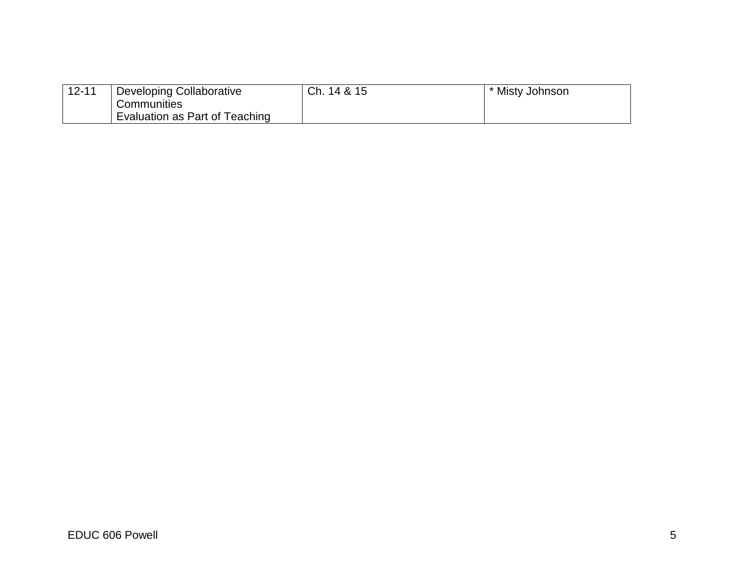| | | | |
|---|---|---|---|
| 12-11 | Developing Collaborative Communities<br>Evaluation as Part of Teaching | Ch. 14 & 15 | * Misty Johnson |